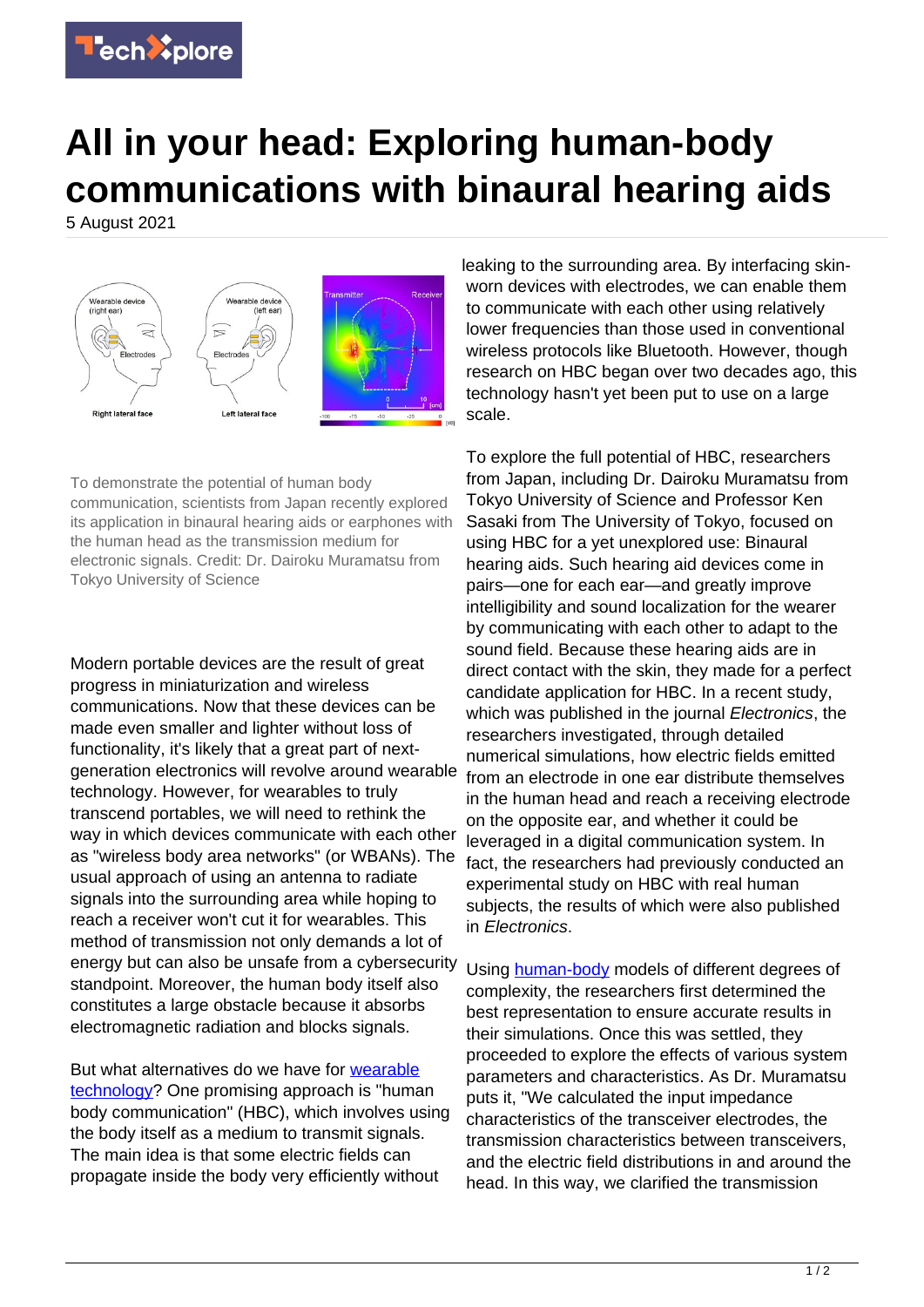# All in your head: Exploring human-body communications with binaural hearing aids

5 August 2021

To demonstrate the potential of human body communication, scientists from Japan recently explored its application in binaural hearing aids or earphones with the human head as the transmission medium for electronic signals. Credit: Dr. Dairoku Muramatsu from Tokyo University of Science

Modern portable devices are the result of great progress in miniaturization and wireless communications. Now that these devices can be made even smaller and lighter without loss of functionality, it's likely that a great part of next-generation electronics will revolve around wearable technology. However, for wearables to truly transcend portables, we will need to rethink the way in which devices communicate with each other as "wireless body area networks" (or WBANs). The usual approach of using an antenna to radiate signals into the surrounding area while hoping to reach a receiver won't cut it for wearables. This method of transmission not only demands a lot of energy but can also be unsafe from a cybersecurity standpoint. Moreover, the human body itself also constitutes a large obstacle because it absorbs electromagnetic radiation and blocks signals.

But what alternatives do we have for wearable technology? One promising approach is "human body communication" (HBC), which involves using the body itself as a medium to transmit signals. The main idea is that some electric fields can propagate inside the body very efficiently without leaking to the surrounding area. By interfacing skin-worn devices with electrodes, we can enable them to communicate with each other using relatively lower frequencies than those used in conventional wireless protocols like Bluetooth. However, though research on HBC began over two decades ago, this technology hasn't yet been put to use on a large scale.

To explore the full potential of HBC, researchers from Japan, including Dr. Dairoku Muramatsu from Tokyo University of Science and Professor Ken Sasaki from The University of Tokyo, focused on using HBC for a yet unexplored use: Binaural hearing aids. Such hearing aid devices come in pairs—one for each ear—and greatly improve intelligibility and sound localization for the wearer by communicating with each other to adapt to the sound field. Because these hearing aids are in direct contact with the skin, they made for a perfect candidate application for HBC. In a recent study, which was published in the journal *Electronics*, the researchers investigated, through detailed numerical simulations, how electric fields emitted from an electrode in one ear distribute themselves in the human head and reach a receiving electrode on the opposite ear, and whether it could be leveraged in a digital communication system. In fact, the researchers had previously conducted an experimental study on HBC with real human subjects, the results of which were also published in *Electronics*.

Using human-body models of different degrees of complexity, the researchers first determined the best representation to ensure accurate results in their simulations. Once this was settled, they proceeded to explore the effects of various system parameters and characteristics. As Dr. Muramatsu puts it, "We calculated the input impedance characteristics of the transceiver electrodes, the transmission characteristics between transceivers, and the electric field distributions in and around the head. In this way, we clarified the transmission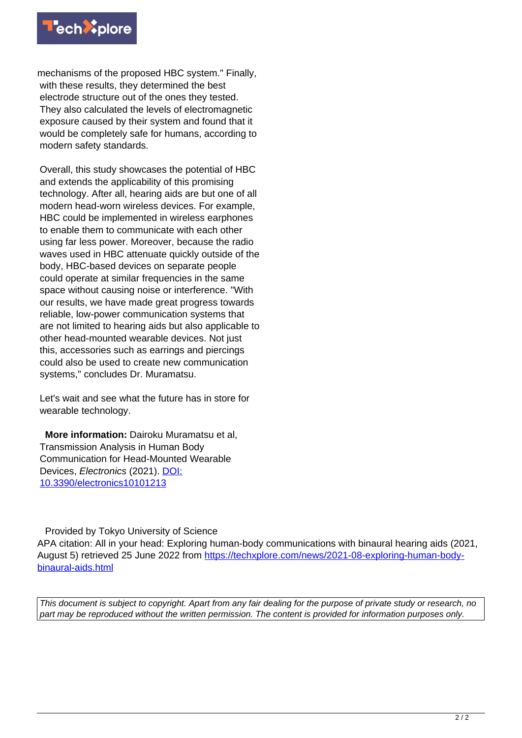mechanisms of the proposed HBC system." Finally, with these results, they determined the best electrode structure out of the ones they tested. They also calculated the levels of electromagnetic exposure caused by their system and found that it would be completely safe for humans, according to modern safety standards.

Overall, this study showcases the potential of HBC and extends the applicability of this promising technology. After all, hearing aids are but one of all modern head-worn wireless devices. For example, HBC could be implemented in wireless earphones to enable them to communicate with each other using far less power. Moreover, because the radio waves used in HBC attenuate quickly outside of the body, HBC-based devices on separate people could operate at similar frequencies in the same space without causing noise or interference. "With our results, we have made great progress towards reliable, low-power communication systems that are not limited to hearing aids but also applicable to other head-mounted wearable devices. Not just this, accessories such as earrings and piercings could also be used to create new communication systems," concludes Dr. Muramatsu.

Let's wait and see what the future has in store for wearable technology.

**More information:** Dairoku Muramatsu et al, Transmission Analysis in Human Body Communication for Head-Mounted Wearable Devices, *Electronics* (2021). [DOI: 10.3390/electronics10101213](https://dx.doi.org/10.3390/electronics10101213)

Provided by Tokyo University of Science

APA citation: All in your head: Exploring human-body communications with binaural hearing aids (2021, August 5) retrieved 25 June 2022 from [https://techxplore.com/news/2021-08-exploring-human-body-binaural-aids.html](https://techxplore.com/news/2021-08-exploring-human-body-binaural-aids.html)

*This document is subject to copyright. Apart from any fair dealing for the purpose of private study or research, no part may be reproduced without the written permission. The content is provided for information purposes only.*